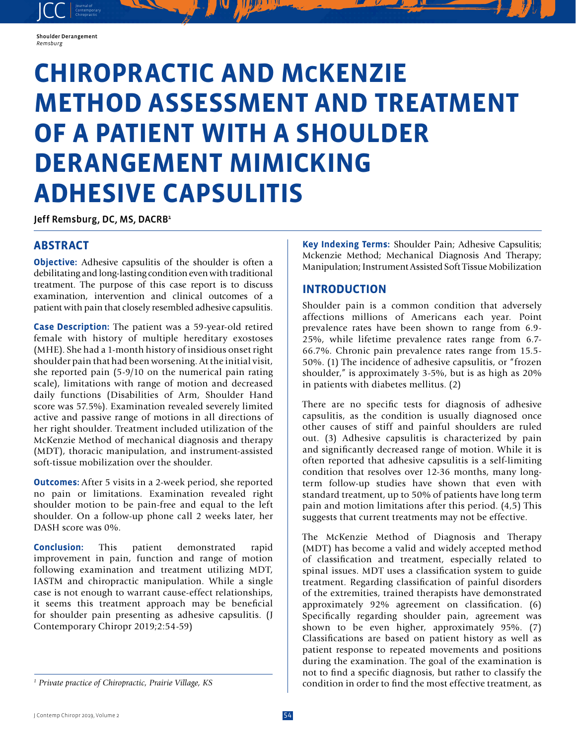# CHIROPRACTIC AND McKENZIE METHOD ASSESSMENT AND TREATMENT OF A PATIENT WITH A SHOULDER DERANGEMENT MIMICKING ADHESIVE CAPSULITIS

Jeff Remsburg, DC, MS, DACRB[1]

## ABSTRACT

**Objective:** Adhesive capsulitis of the shoulder is often a debilitating and long-lasting condition even with traditional treatment. The purpose of this case report is to discuss examination, intervention and clinical outcomes of a patient with pain that closely resembled adhesive capsulitis.

**Case Description:** The patient was a 59-year-old retired female with history of multiple hereditary exostoses (MHE). She had a 1-month history of insidious onset right shoulder pain that had been worsening. At the initial visit, she reported pain (5-9/10 on the numerical pain rating scale), limitations with range of motion and decreased daily functions (Disabilities of Arm, Shoulder Hand score was 57.5%). Examination revealed severely limited active and passive range of motions in all directions of her right shoulder. Treatment included utilization of the McKenzie Method of mechanical diagnosis and therapy (MDT), thoracic manipulation, and instrument-assisted soft-tissue mobilization over the shoulder.

**Outcomes:** After 5 visits in a 2-week period, she reported no pain or limitations. Examination revealed right shoulder motion to be pain-free and equal to the left shoulder. On a follow-up phone call 2 weeks later, her DASH score was 0%.

**Conclusion:** This patient demonstrated rapid improvement in pain, function and range of motion following examination and treatment utilizing MDT, IASTM and chiropractic manipulation. While a single case is not enough to warrant cause-effect relationships, it seems this treatment approach may be beneficial for shoulder pain presenting as adhesive capsulitis. (J Contemporary Chiropr 2019;2:54-59)

[1] *Private practice of Chiropractic, Prairie Village, KS*

**Key Indexing Terms:** Shoulder Pain; Adhesive Capsulitis; Mckenzie Method; Mechanical Diagnosis And Therapy; Manipulation; Instrument Assisted Soft Tissue Mobilization

## INTRODUCTION

Shoulder pain is a common condition that adversely affections millions of Americans each year. Point prevalence rates have been shown to range from 6.9-25%, while lifetime prevalence rates range from 6.7-66.7%. Chronic pain prevalence rates range from 15.5-50%. (1) The incidence of adhesive capsulitis, or "frozen shoulder," is approximately 3-5%, but is as high as 20% in patients with diabetes mellitus. (2)

There are no specific tests for diagnosis of adhesive capsulitis, as the condition is usually diagnosed once other causes of stiff and painful shoulders are ruled out. (3) Adhesive capsulitis is characterized by pain and significantly decreased range of motion. While it is often reported that adhesive capsulitis is a self-limiting condition that resolves over 12-36 months, many long-term follow-up studies have shown that even with standard treatment, up to 50% of patients have long term pain and motion limitations after this period. (4,5) This suggests that current treatments may not be effective.

The McKenzie Method of Diagnosis and Therapy (MDT) has become a valid and widely accepted method of classification and treatment, especially related to spinal issues. MDT uses a classification system to guide treatment. Regarding classification of painful disorders of the extremities, trained therapists have demonstrated approximately 92% agreement on classification. (6) Specifically regarding shoulder pain, agreement was shown to be even higher, approximately 95%. (7) Classifications are based on patient history as well as patient response to repeated movements and positions during the examination. The goal of the examination is not to find a specific diagnosis, but rather to classify the condition in order to find the most effective treatment, as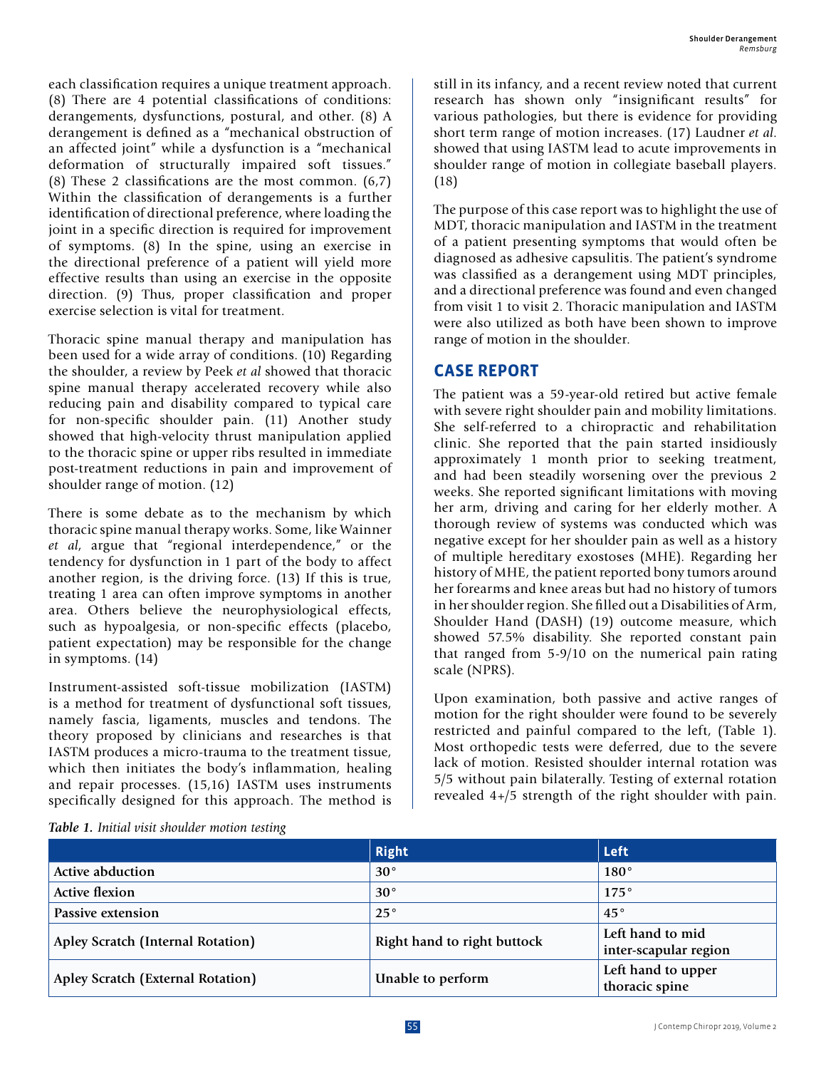each classification requires a unique treatment approach. (8) There are 4 potential classifications of conditions: derangements, dysfunctions, postural, and other. (8) A derangement is defined as a "mechanical obstruction of an affected joint" while a dysfunction is a "mechanical deformation of structurally impaired soft tissues." (8) These 2 classifications are the most common. (6,7) Within the classification of derangements is a further identification of directional preference, where loading the joint in a specific direction is required for improvement of symptoms. (8) In the spine, using an exercise in the directional preference of a patient will yield more effective results than using an exercise in the opposite direction. (9) Thus, proper classification and proper exercise selection is vital for treatment.

Thoracic spine manual therapy and manipulation has been used for a wide array of conditions. (10) Regarding the shoulder, a review by Peek *et al* showed that thoracic spine manual therapy accelerated recovery while also reducing pain and disability compared to typical care for non-specific shoulder pain. (11) Another study showed that high-velocity thrust manipulation applied to the thoracic spine or upper ribs resulted in immediate post-treatment reductions in pain and improvement of shoulder range of motion. (12)

There is some debate as to the mechanism by which thoracic spine manual therapy works. Some, like Wainner *et al*, argue that "regional interdependence," or the tendency for dysfunction in 1 part of the body to affect another region, is the driving force. (13) If this is true, treating 1 area can often improve symptoms in another area. Others believe the neurophysiological effects, such as hypoalgesia, or non-specific effects (placebo, patient expectation) may be responsible for the change in symptoms. (14)

Instrument-assisted soft-tissue mobilization (IASTM) is a method for treatment of dysfunctional soft tissues, namely fascia, ligaments, muscles and tendons. The theory proposed by clinicians and researches is that IASTM produces a micro-trauma to the treatment tissue, which then initiates the body's inflammation, healing and repair processes. (15,16) IASTM uses instruments specifically designed for this approach. The method is still in its infancy, and a recent review noted that current research has shown only "insignificant results" for various pathologies, but there is evidence for providing short term range of motion increases. (17) Laudner *et al*. showed that using IASTM lead to acute improvements in shoulder range of motion in collegiate baseball players. (18)

The purpose of this case report was to highlight the use of MDT, thoracic manipulation and IASTM in the treatment of a patient presenting symptoms that would often be diagnosed as adhesive capsulitis. The patient's syndrome was classified as a derangement using MDT principles, and a directional preference was found and even changed from visit 1 to visit 2. Thoracic manipulation and IASTM were also utilized as both have been shown to improve range of motion in the shoulder.

## CASE REPORT

The patient was a 59-year-old retired but active female with severe right shoulder pain and mobility limitations. She self-referred to a chiropractic and rehabilitation clinic. She reported that the pain started insidiously approximately 1 month prior to seeking treatment, and had been steadily worsening over the previous 2 weeks. She reported significant limitations with moving her arm, driving and caring for her elderly mother. A thorough review of systems was conducted which was negative except for her shoulder pain as well as a history of multiple hereditary exostoses (MHE). Regarding her history of MHE, the patient reported bony tumors around her forearms and knee areas but had no history of tumors in her shoulder region. She filled out a Disabilities of Arm, Shoulder Hand (DASH) (19) outcome measure, which showed 57.5% disability. She reported constant pain that ranged from 5-9/10 on the numerical pain rating scale (NPRS).

Upon examination, both passive and active ranges of motion for the right shoulder were found to be severely restricted and painful compared to the left, (Table 1). Most orthopedic tests were deferred, due to the severe lack of motion. Resisted shoulder internal rotation was 5/5 without pain bilaterally. Testing of external rotation revealed 4+/5 strength of the right shoulder with pain.

*Table 1. Initial visit shoulder motion testing*

| | Right | Left |
|---|---|---|
| Active abduction | 30° | 180° |
| Active flexion | 30° | 175° |
| Passive extension | 25° | 45° |
| Apley Scratch (Internal Rotation) | Right hand to right buttock | Left hand to mid inter-scapular region |
| Apley Scratch (External Rotation) | Unable to perform | Left hand to upper thoracic spine |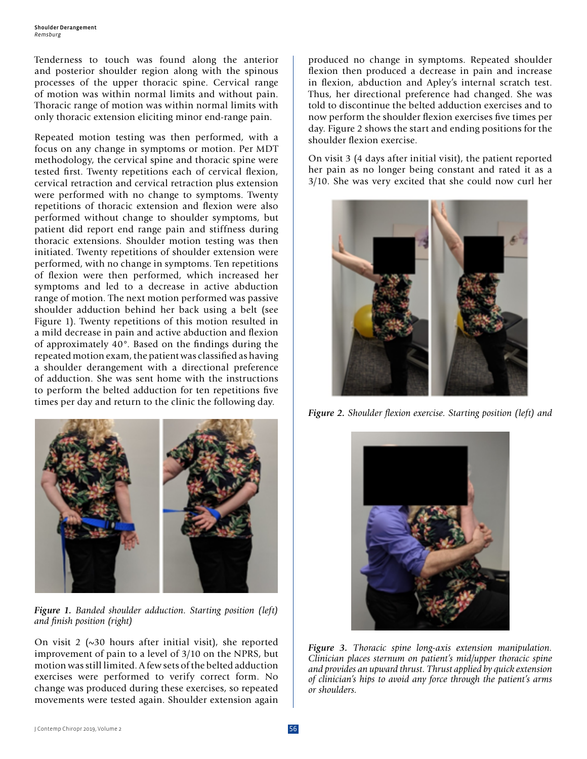Tenderness to touch was found along the anterior and posterior shoulder region along with the spinous processes of the upper thoracic spine. Cervical range of motion was within normal limits and without pain. Thoracic range of motion was within normal limits with only thoracic extension eliciting minor end-range pain.

Repeated motion testing was then performed, with a focus on any change in symptoms or motion. Per MDT methodology, the cervical spine and thoracic spine were tested first. Twenty repetitions each of cervical flexion, cervical retraction and cervical retraction plus extension were performed with no change to symptoms. Twenty repetitions of thoracic extension and flexion were also performed without change to shoulder symptoms, but patient did report end range pain and stiffness during thoracic extensions. Shoulder motion testing was then initiated. Twenty repetitions of shoulder extension were performed, with no change in symptoms. Ten repetitions of flexion were then performed, which increased her symptoms and led to a decrease in active abduction range of motion. The next motion performed was passive shoulder adduction behind her back using a belt (see Figure 1). Twenty repetitions of this motion resulted in a mild decrease in pain and active abduction and flexion of approximately 40°. Based on the findings during the repeated motion exam, the patient was classified as having a shoulder derangement with a directional preference of adduction. She was sent home with the instructions to perform the belted adduction for ten repetitions five times per day and return to the clinic the following day.

***Figure 1.*** *Banded shoulder adduction. Starting position (left) and finish position (right)*

On visit 2 (~30 hours after initial visit), she reported improvement of pain to a level of 3/10 on the NPRS, but motion was still limited. A few sets of the belted adduction exercises were performed to verify correct form. No change was produced during these exercises, so repeated movements were tested again. Shoulder extension again produced no change in symptoms. Repeated shoulder flexion then produced a decrease in pain and increase in flexion, abduction and Apley's internal scratch test. Thus, her directional preference had changed. She was told to discontinue the belted adduction exercises and to now perform the shoulder flexion exercises five times per day. Figure 2 shows the start and ending positions for the shoulder flexion exercise.

On visit 3 (4 days after initial visit), the patient reported her pain as no longer being constant and rated it as a 3/10. She was very excited that she could now curl her

***Figure 2.*** *Shoulder flexion exercise. Starting position (left) and*

***Figure 3.*** *Thoracic spine long-axis extension manipulation. Clinician places sternum on patient's mid/upper thoracic spine and provides an upward thrust. Thrust applied by quick extension of clinician's hips to avoid any force through the patient's arms or shoulders.*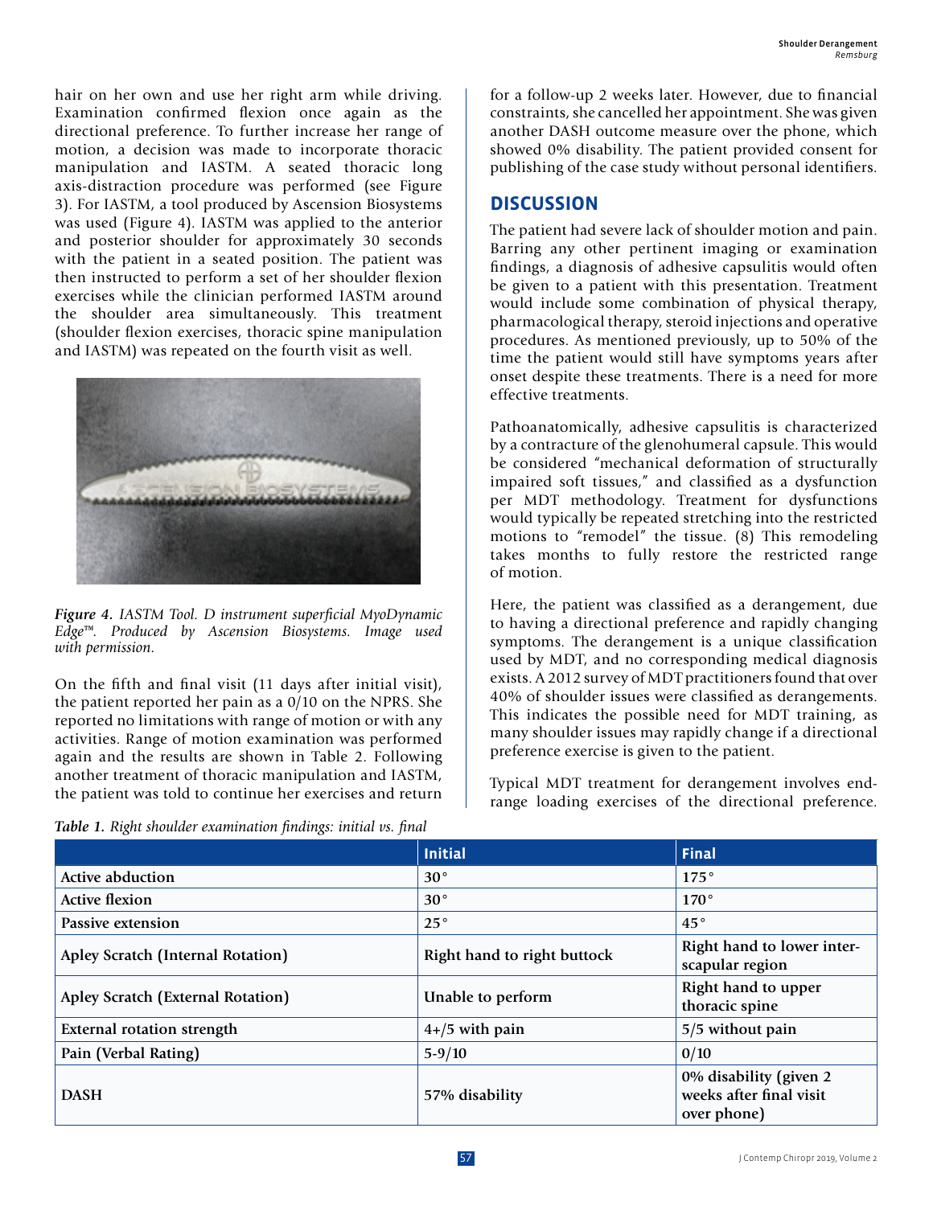hair on her own and use her right arm while driving. Examination confirmed flexion once again as the directional preference. To further increase her range of motion, a decision was made to incorporate thoracic manipulation and IASTM. A seated thoracic long axis-distraction procedure was performed (see Figure 3). For IASTM, a tool produced by Ascension Biosystems was used (Figure 4). IASTM was applied to the anterior and posterior shoulder for approximately 30 seconds with the patient in a seated position. The patient was then instructed to perform a set of her shoulder flexion exercises while the clinician performed IASTM around the shoulder area simultaneously. This treatment (shoulder flexion exercises, thoracic spine manipulation and IASTM) was repeated on the fourth visit as well.

***Figure 4.*** *IASTM Tool. D instrument superficial MyoDynamic Edge™. Produced by Ascension Biosystems. Image used with permission.*

On the fifth and final visit (11 days after initial visit), the patient reported her pain as a 0/10 on the NPRS. She reported no limitations with range of motion or with any activities. Range of motion examination was performed again and the results are shown in Table 2. Following another treatment of thoracic manipulation and IASTM, the patient was told to continue her exercises and return for a follow-up 2 weeks later. However, due to financial constraints, she cancelled her appointment. She was given another DASH outcome measure over the phone, which showed 0% disability. The patient provided consent for publishing of the case study without personal identifiers.

## DISCUSSION

The patient had severe lack of shoulder motion and pain. Barring any other pertinent imaging or examination findings, a diagnosis of adhesive capsulitis would often be given to a patient with this presentation. Treatment would include some combination of physical therapy, pharmacological therapy, steroid injections and operative procedures. As mentioned previously, up to 50% of the time the patient would still have symptoms years after onset despite these treatments. There is a need for more effective treatments.

Pathoanatomically, adhesive capsulitis is characterized by a contracture of the glenohumeral capsule. This would be considered "mechanical deformation of structurally impaired soft tissues," and classified as a dysfunction per MDT methodology. Treatment for dysfunctions would typically be repeated stretching into the restricted motions to "remodel" the tissue. (8) This remodeling takes months to fully restore the restricted range of motion.

Here, the patient was classified as a derangement, due to having a directional preference and rapidly changing symptoms. The derangement is a unique classification used by MDT, and no corresponding medical diagnosis exists. A 2012 survey of MDT practitioners found that over 40% of shoulder issues were classified as derangements. This indicates the possible need for MDT training, as many shoulder issues may rapidly change if a directional preference exercise is given to the patient.

Typical MDT treatment for derangement involves end-range loading exercises of the directional preference.

***Table 1.*** *Right shoulder examination findings: initial vs. final*

| | Initial | Final |
|---|---|---|
| Active abduction | 30° | 175° |
| Active flexion | 30° | 170° |
| Passive extension | 25° | 45° |
| Apley Scratch (Internal Rotation) | Right hand to right buttock | Right hand to lower inter-scapular region |
| Apley Scratch (External Rotation) | Unable to perform | Right hand to upper thoracic spine |
| External rotation strength | 4+/5 with pain | 5/5 without pain |
| Pain (Verbal Rating) | 5-9/10 | 0/10 |
| DASH | 57% disability | 0% disability (given 2 weeks after final visit over phone) |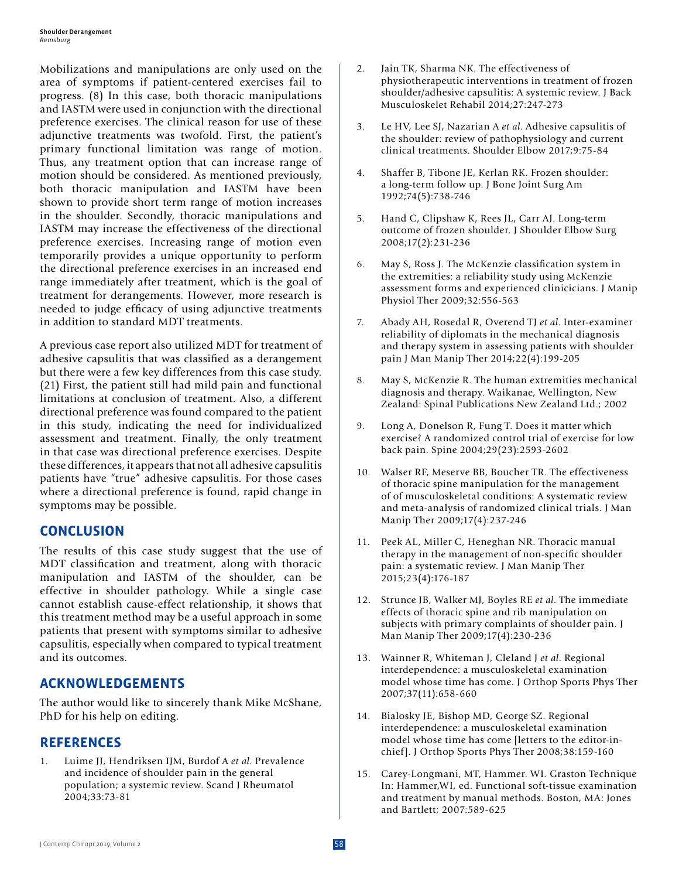Mobilizations and manipulations are only used on the area of symptoms if patient-centered exercises fail to progress. (8) In this case, both thoracic manipulations and IASTM were used in conjunction with the directional preference exercises. The clinical reason for use of these adjunctive treatments was twofold. First, the patient's primary functional limitation was range of motion. Thus, any treatment option that can increase range of motion should be considered. As mentioned previously, both thoracic manipulation and IASTM have been shown to provide short term range of motion increases in the shoulder. Secondly, thoracic manipulations and IASTM may increase the effectiveness of the directional preference exercises. Increasing range of motion even temporarily provides a unique opportunity to perform the directional preference exercises in an increased end range immediately after treatment, which is the goal of treatment for derangements. However, more research is needed to judge efficacy of using adjunctive treatments in addition to standard MDT treatments.

A previous case report also utilized MDT for treatment of adhesive capsulitis that was classified as a derangement but there were a few key differences from this case study. (21) First, the patient still had mild pain and functional limitations at conclusion of treatment. Also, a different directional preference was found compared to the patient in this study, indicating the need for individualized assessment and treatment. Finally, the only treatment in that case was directional preference exercises. Despite these differences, it appears that not all adhesive capsulitis patients have "true" adhesive capsulitis. For those cases where a directional preference is found, rapid change in symptoms may be possible.

## CONCLUSION

The results of this case study suggest that the use of MDT classification and treatment, along with thoracic manipulation and IASTM of the shoulder, can be effective in shoulder pathology. While a single case cannot establish cause-effect relationship, it shows that this treatment method may be a useful approach in some patients that present with symptoms similar to adhesive capsulitis, especially when compared to typical treatment and its outcomes.

## ACKNOWLEDGEMENTS

The author would like to sincerely thank Mike McShane, PhD for his help on editing.

## REFERENCES

1. Luime JJ, Hendriksen IJM, Burdof A *et al*. Prevalence and incidence of shoulder pain in the general population; a systemic review. Scand J Rheumatol 2004;33:73-81
2. Jain TK, Sharma NK. The effectiveness of physiotherapeutic interventions in treatment of frozen shoulder/adhesive capsulitis: A systemic review. J Back Musculoskelet Rehabil 2014;27:247-273
3. Le HV, Lee SJ, Nazarian A *et al*. Adhesive capsulitis of the shoulder: review of pathophysiology and current clinical treatments. Shoulder Elbow 2017;9:75-84
4. Shaffer B, Tibone JE, Kerlan RK. Frozen shoulder: a long-term follow up. J Bone Joint Surg Am 1992;74(5):738-746
5. Hand C, Clipshaw K, Rees JL, Carr AJ. Long-term outcome of frozen shoulder. J Shoulder Elbow Surg 2008;17(2):231-236
6. May S, Ross J. The McKenzie classification system in the extremities: a reliability study using McKenzie assessment forms and experienced clinicicians. J Manip Physiol Ther 2009;32:556-563
7. Abady AH, Rosedal R, Overend TJ *et al*. Inter-examiner reliability of diplomats in the mechanical diagnosis and therapy system in assessing patients with shoulder pain J Man Manip Ther 2014;22(4):199-205
8. May S, McKenzie R. The human extremities mechanical diagnosis and therapy. Waikanae, Wellington, New Zealand: Spinal Publications New Zealand Ltd.; 2002
9. Long A, Donelson R, Fung T. Does it matter which exercise? A randomized control trial of exercise for low back pain. Spine 2004;29(23):2593-2602
10. Walser RF, Meserve BB, Boucher TR. The effectiveness of thoracic spine manipulation for the management of of musculoskeletal conditions: A systematic review and meta-analysis of randomized clinical trials. J Man Manip Ther 2009;17(4):237-246
11. Peek AL, Miller C, Heneghan NR. Thoracic manual therapy in the management of non-specific shoulder pain: a systematic review. J Man Manip Ther 2015;23(4):176-187
12. Strunce JB, Walker MJ, Boyles RE *et al*. The immediate effects of thoracic spine and rib manipulation on subjects with primary complaints of shoulder pain. J Man Manip Ther 2009;17(4):230-236
13. Wainner R, Whiteman J, Cleland J *et al*. Regional interdependence: a musculoskeletal examination model whose time has come. J Orthop Sports Phys Ther 2007;37(11):658-660
14. Bialosky JE, Bishop MD, George SZ. Regional interdependence: a musculoskeletal examination model whose time has come [letters to the editor-in-chief]. J Orthop Sports Phys Ther 2008;38:159-160
15. Carey-Longmani, MT, Hammer. WI. Graston Technique In: Hammer,WI, ed. Functional soft-tissue examination and treatment by manual methods. Boston, MA: Jones and Bartlett; 2007:589-625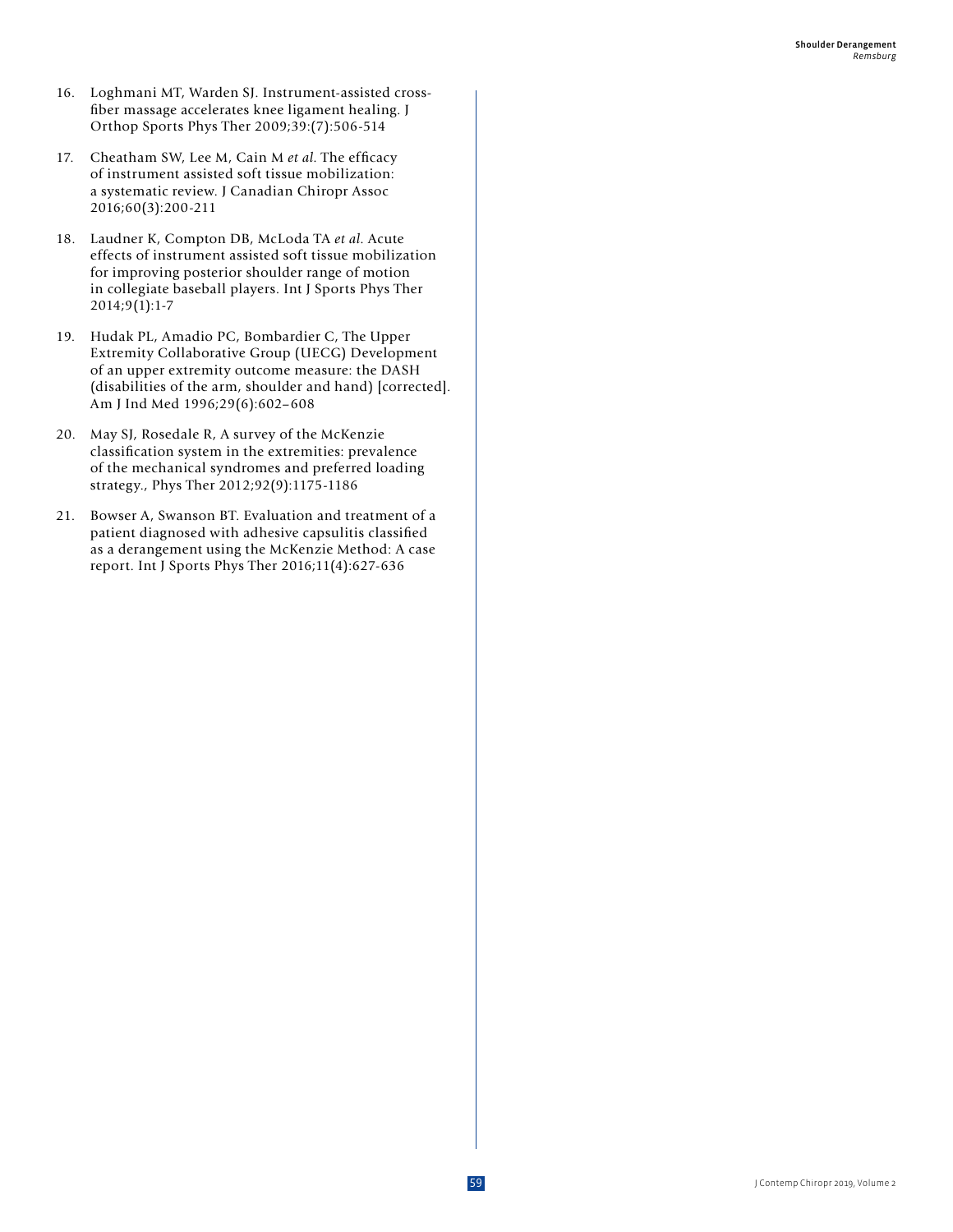16. Loghmani MT, Warden SJ. Instrument-assisted cross-fiber massage accelerates knee ligament healing. J Orthop Sports Phys Ther 2009;39:(7):506-514

17. Cheatham SW, Lee M, Cain M *et al*. The efficacy of instrument assisted soft tissue mobilization: a systematic review. J Canadian Chiropr Assoc 2016;60(3):200-211

18. Laudner K, Compton DB, McLoda TA *et al*. Acute effects of instrument assisted soft tissue mobilization for improving posterior shoulder range of motion in collegiate baseball players. Int J Sports Phys Ther 2014;9(1):1-7

19. Hudak PL, Amadio PC, Bombardier C, The Upper Extremity Collaborative Group (UECG) Development of an upper extremity outcome measure: the DASH (disabilities of the arm, shoulder and hand) [corrected]. Am J Ind Med 1996;29(6):602–608

20. May SJ, Rosedale R, A survey of the McKenzie classification system in the extremities: prevalence of the mechanical syndromes and preferred loading strategy., Phys Ther 2012;92(9):1175-1186

21. Bowser A, Swanson BT. Evaluation and treatment of a patient diagnosed with adhesive capsulitis classified as a derangement using the McKenzie Method: A case report. Int J Sports Phys Ther 2016;11(4):627-636